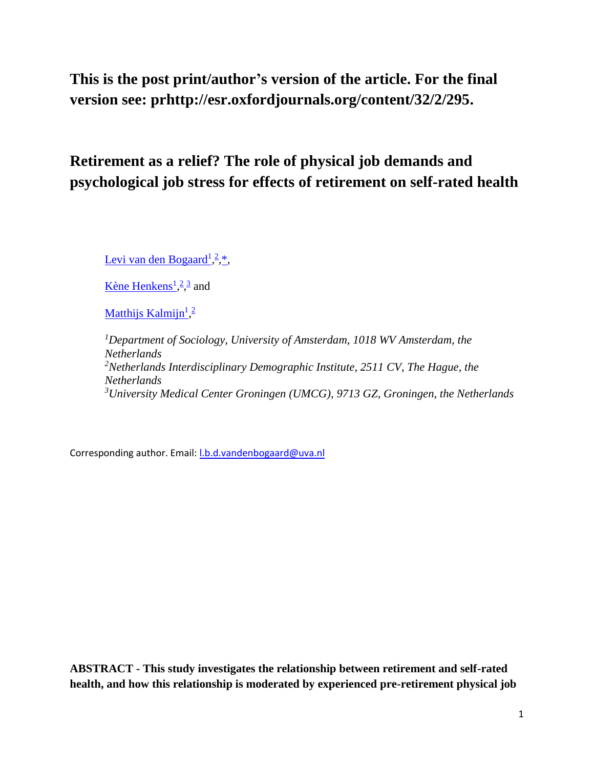**This is the post print/author's version of the article. For the final version see: prhttp://esr.oxfordjournals.org/content/32/2/295.**

# Retirement as a relief? The role of physical job demands and psychological job stress for effects of retirement on self-rated health

Levi van den Bogaard[1,2,*],

Kène Henkens[1,2,3] and

Matthijs Kalmijn[1,2]

[1]*Department of Sociology, University of Amsterdam, 1018 WV Amsterdam, the Netherlands*
[2]*Netherlands Interdisciplinary Demographic Institute, 2511 CV, The Hague, the Netherlands*
[3]*University Medical Center Groningen (UMCG), 9713 GZ, Groningen, the Netherlands*

Corresponding author. Email: l.b.d.vandenbogaard@uva.nl

**ABSTRACT - This study investigates the relationship between retirement and self-rated health, and how this relationship is moderated by experienced pre-retirement physical job**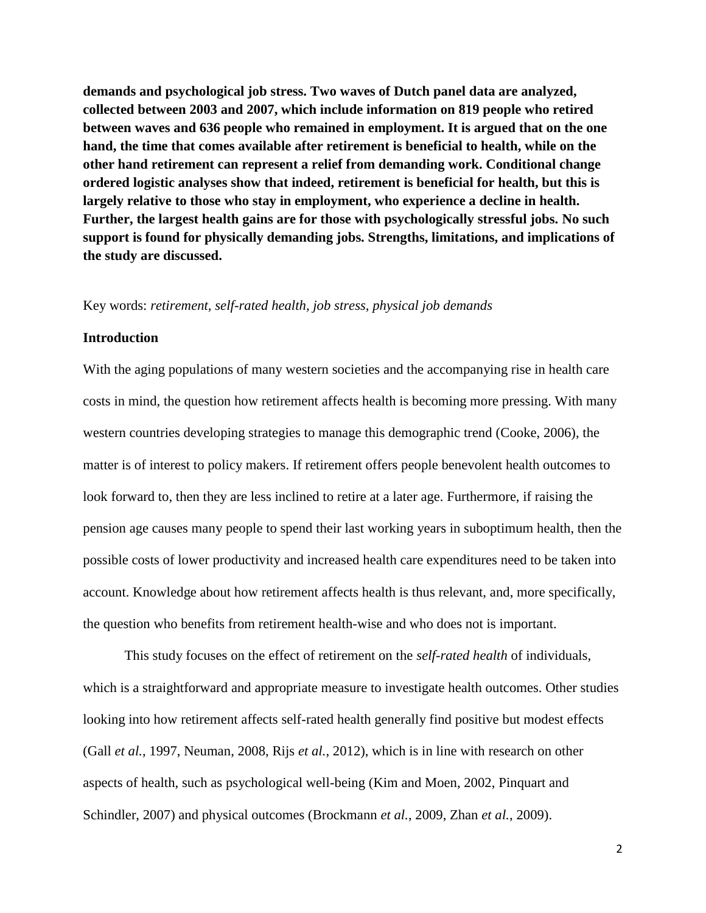**demands and psychological job stress. Two waves of Dutch panel data are analyzed, collected between 2003 and 2007, which include information on 819 people who retired between waves and 636 people who remained in employment. It is argued that on the one hand, the time that comes available after retirement is beneficial to health, while on the other hand retirement can represent a relief from demanding work. Conditional change ordered logistic analyses show that indeed, retirement is beneficial for health, but this is largely relative to those who stay in employment, who experience a decline in health. Further, the largest health gains are for those with psychologically stressful jobs. No such support is found for physically demanding jobs. Strengths, limitations, and implications of the study are discussed.**

Key words: *retirement, self-rated health, job stress, physical job demands*

## Introduction

With the aging populations of many western societies and the accompanying rise in health care costs in mind, the question how retirement affects health is becoming more pressing. With many western countries developing strategies to manage this demographic trend (Cooke, 2006), the matter is of interest to policy makers. If retirement offers people benevolent health outcomes to look forward to, then they are less inclined to retire at a later age. Furthermore, if raising the pension age causes many people to spend their last working years in suboptimum health, then the possible costs of lower productivity and increased health care expenditures need to be taken into account. Knowledge about how retirement affects health is thus relevant, and, more specifically, the question who benefits from retirement health-wise and who does not is important.

This study focuses on the effect of retirement on the *self-rated health* of individuals, which is a straightforward and appropriate measure to investigate health outcomes. Other studies looking into how retirement affects self-rated health generally find positive but modest effects (Gall *et al.*, 1997, Neuman, 2008, Rijs *et al.*, 2012), which is in line with research on other aspects of health, such as psychological well-being (Kim and Moen, 2002, Pinquart and Schindler, 2007) and physical outcomes (Brockmann *et al.*, 2009, Zhan *et al.*, 2009).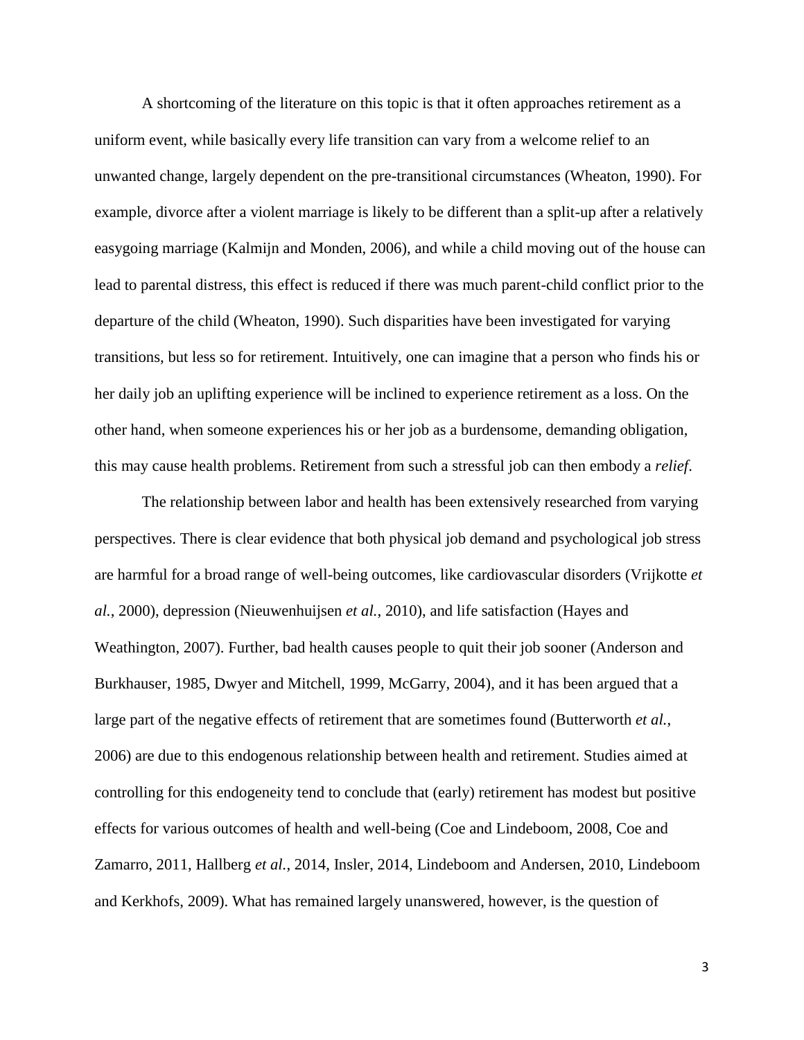A shortcoming of the literature on this topic is that it often approaches retirement as a uniform event, while basically every life transition can vary from a welcome relief to an unwanted change, largely dependent on the pre-transitional circumstances (Wheaton, 1990). For example, divorce after a violent marriage is likely to be different than a split-up after a relatively easygoing marriage (Kalmijn and Monden, 2006), and while a child moving out of the house can lead to parental distress, this effect is reduced if there was much parent-child conflict prior to the departure of the child (Wheaton, 1990). Such disparities have been investigated for varying transitions, but less so for retirement. Intuitively, one can imagine that a person who finds his or her daily job an uplifting experience will be inclined to experience retirement as a loss. On the other hand, when someone experiences his or her job as a burdensome, demanding obligation, this may cause health problems. Retirement from such a stressful job can then embody a *relief*.

The relationship between labor and health has been extensively researched from varying perspectives. There is clear evidence that both physical job demand and psychological job stress are harmful for a broad range of well-being outcomes, like cardiovascular disorders (Vrijkotte *et al.*, 2000), depression (Nieuwenhuijsen *et al.*, 2010), and life satisfaction (Hayes and Weathington, 2007). Further, bad health causes people to quit their job sooner (Anderson and Burkhauser, 1985, Dwyer and Mitchell, 1999, McGarry, 2004), and it has been argued that a large part of the negative effects of retirement that are sometimes found (Butterworth *et al.*, 2006) are due to this endogenous relationship between health and retirement. Studies aimed at controlling for this endogeneity tend to conclude that (early) retirement has modest but positive effects for various outcomes of health and well-being (Coe and Lindeboom, 2008, Coe and Zamarro, 2011, Hallberg *et al.*, 2014, Insler, 2014, Lindeboom and Andersen, 2010, Lindeboom and Kerkhofs, 2009). What has remained largely unanswered, however, is the question of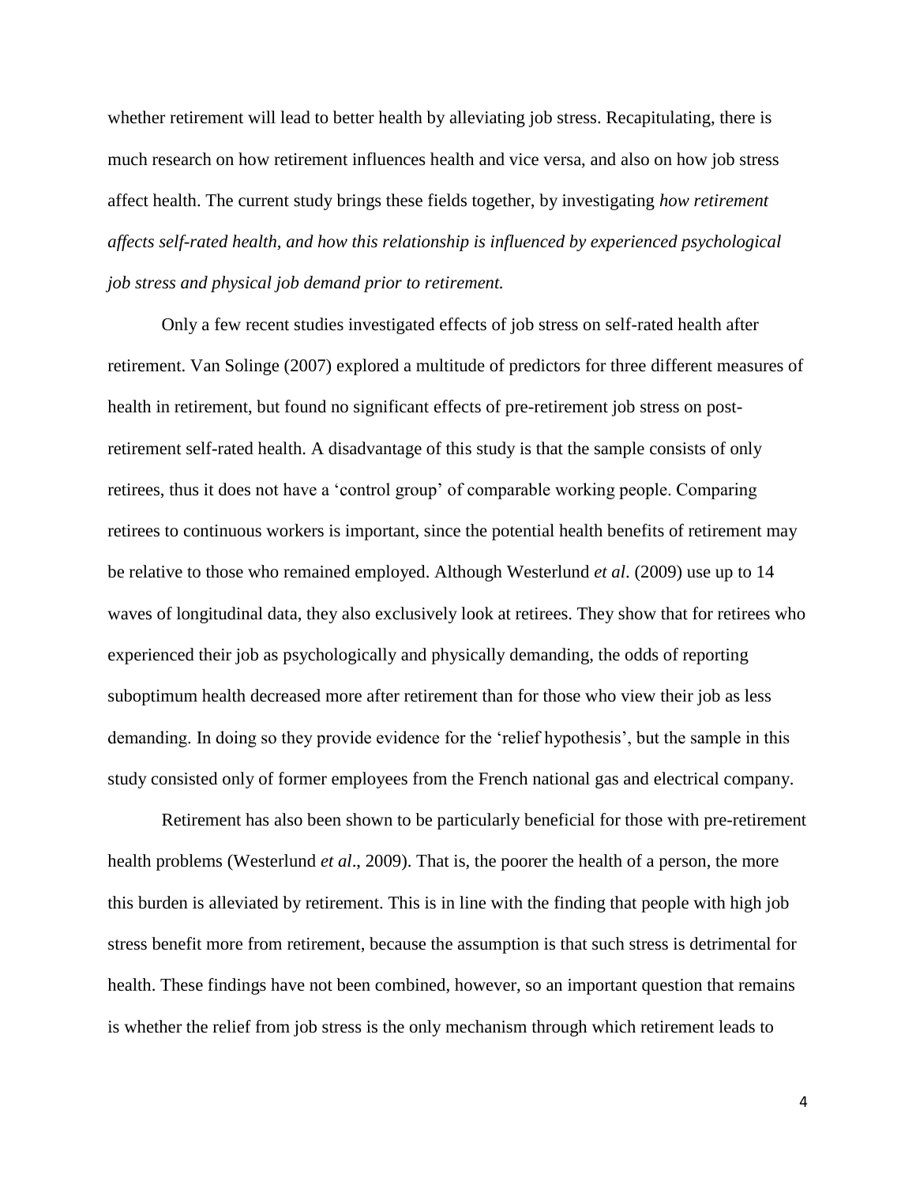whether retirement will lead to better health by alleviating job stress. Recapitulating, there is much research on how retirement influences health and vice versa, and also on how job stress affect health. The current study brings these fields together, by investigating *how retirement affects self-rated health, and how this relationship is influenced by experienced psychological job stress and physical job demand prior to retirement.*

Only a few recent studies investigated effects of job stress on self-rated health after retirement. Van Solinge (2007) explored a multitude of predictors for three different measures of health in retirement, but found no significant effects of pre-retirement job stress on post-retirement self-rated health. A disadvantage of this study is that the sample consists of only retirees, thus it does not have a 'control group' of comparable working people. Comparing retirees to continuous workers is important, since the potential health benefits of retirement may be relative to those who remained employed. Although Westerlund *et al*. (2009) use up to 14 waves of longitudinal data, they also exclusively look at retirees. They show that for retirees who experienced their job as psychologically and physically demanding, the odds of reporting suboptimum health decreased more after retirement than for those who view their job as less demanding. In doing so they provide evidence for the 'relief hypothesis', but the sample in this study consisted only of former employees from the French national gas and electrical company.

Retirement has also been shown to be particularly beneficial for those with pre-retirement health problems (Westerlund *et al*., 2009). That is, the poorer the health of a person, the more this burden is alleviated by retirement. This is in line with the finding that people with high job stress benefit more from retirement, because the assumption is that such stress is detrimental for health. These findings have not been combined, however, so an important question that remains is whether the relief from job stress is the only mechanism through which retirement leads to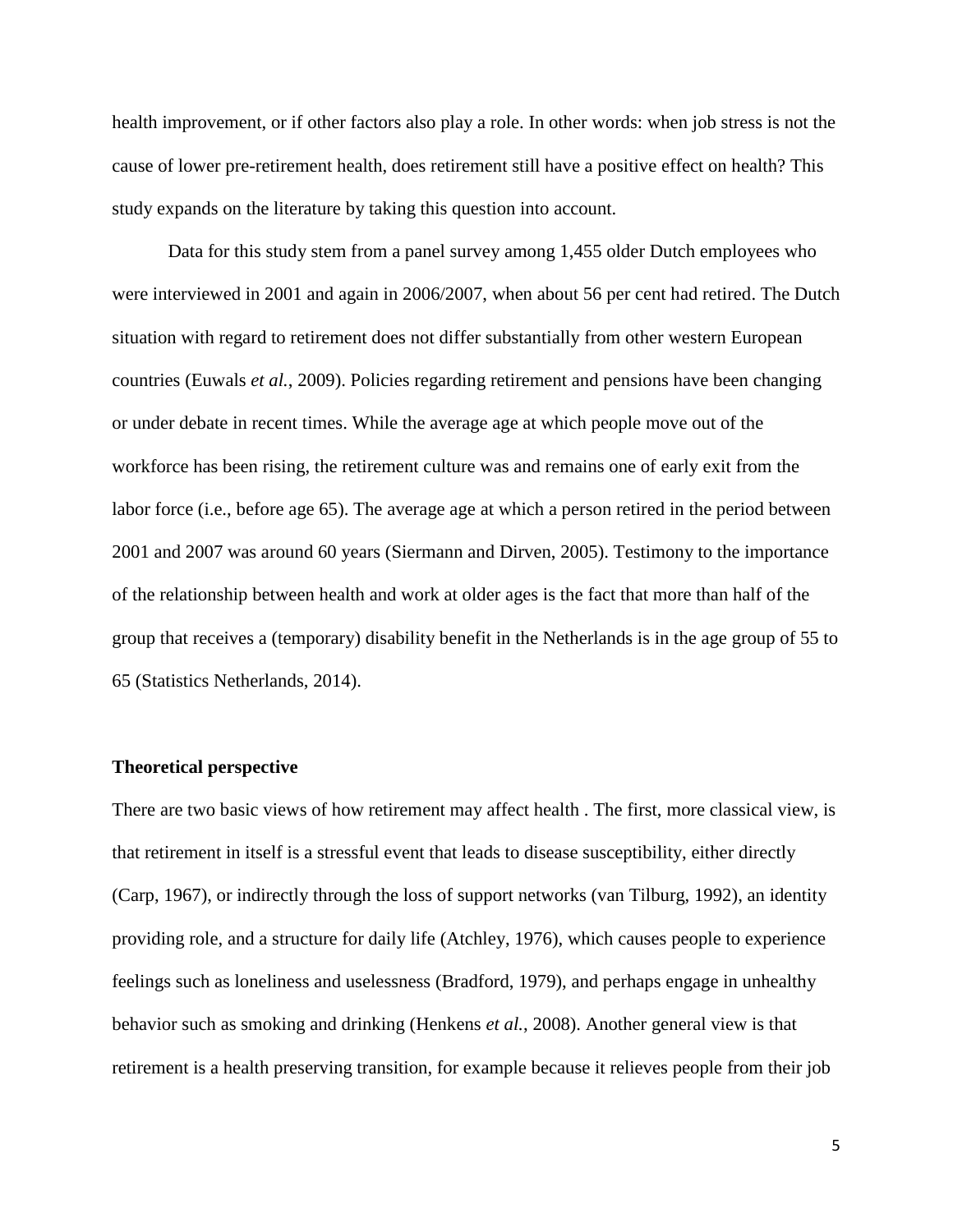health improvement, or if other factors also play a role. In other words: when job stress is not the cause of lower pre-retirement health, does retirement still have a positive effect on health? This study expands on the literature by taking this question into account.

Data for this study stem from a panel survey among 1,455 older Dutch employees who were interviewed in 2001 and again in 2006/2007, when about 56 per cent had retired. The Dutch situation with regard to retirement does not differ substantially from other western European countries (Euwals *et al.*, 2009). Policies regarding retirement and pensions have been changing or under debate in recent times. While the average age at which people move out of the workforce has been rising, the retirement culture was and remains one of early exit from the labor force (i.e., before age 65). The average age at which a person retired in the period between 2001 and 2007 was around 60 years (Siermann and Dirven, 2005). Testimony to the importance of the relationship between health and work at older ages is the fact that more than half of the group that receives a (temporary) disability benefit in the Netherlands is in the age group of 55 to 65 (Statistics Netherlands, 2014).

### Theoretical perspective

There are two basic views of how retirement may affect health . The first, more classical view, is that retirement in itself is a stressful event that leads to disease susceptibility, either directly (Carp, 1967), or indirectly through the loss of support networks (van Tilburg, 1992), an identity providing role, and a structure for daily life (Atchley, 1976), which causes people to experience feelings such as loneliness and uselessness (Bradford, 1979), and perhaps engage in unhealthy behavior such as smoking and drinking (Henkens *et al.*, 2008). Another general view is that retirement is a health preserving transition, for example because it relieves people from their job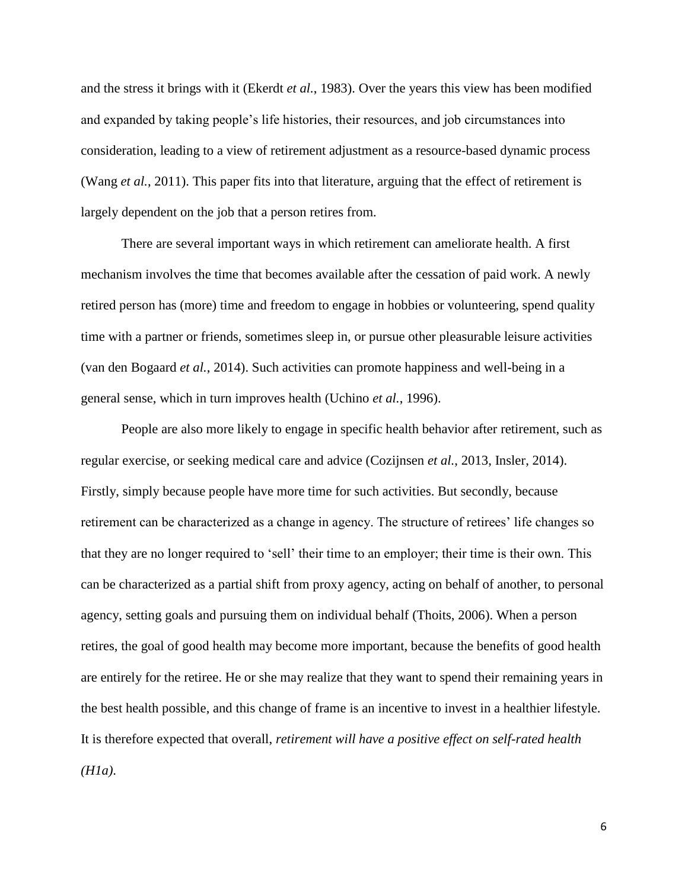and the stress it brings with it (Ekerdt *et al.*, 1983). Over the years this view has been modified and expanded by taking people's life histories, their resources, and job circumstances into consideration, leading to a view of retirement adjustment as a resource-based dynamic process (Wang *et al.*, 2011). This paper fits into that literature, arguing that the effect of retirement is largely dependent on the job that a person retires from.

There are several important ways in which retirement can ameliorate health. A first mechanism involves the time that becomes available after the cessation of paid work. A newly retired person has (more) time and freedom to engage in hobbies or volunteering, spend quality time with a partner or friends, sometimes sleep in, or pursue other pleasurable leisure activities (van den Bogaard *et al.*, 2014). Such activities can promote happiness and well-being in a general sense, which in turn improves health (Uchino *et al.*, 1996).

People are also more likely to engage in specific health behavior after retirement, such as regular exercise, or seeking medical care and advice (Cozijnsen *et al.*, 2013, Insler, 2014). Firstly, simply because people have more time for such activities. But secondly, because retirement can be characterized as a change in agency. The structure of retirees' life changes so that they are no longer required to 'sell' their time to an employer; their time is their own. This can be characterized as a partial shift from proxy agency, acting on behalf of another, to personal agency, setting goals and pursuing them on individual behalf (Thoits, 2006). When a person retires, the goal of good health may become more important, because the benefits of good health are entirely for the retiree. He or she may realize that they want to spend their remaining years in the best health possible, and this change of frame is an incentive to invest in a healthier lifestyle. It is therefore expected that overall, *retirement will have a positive effect on self-rated health (H1a)*.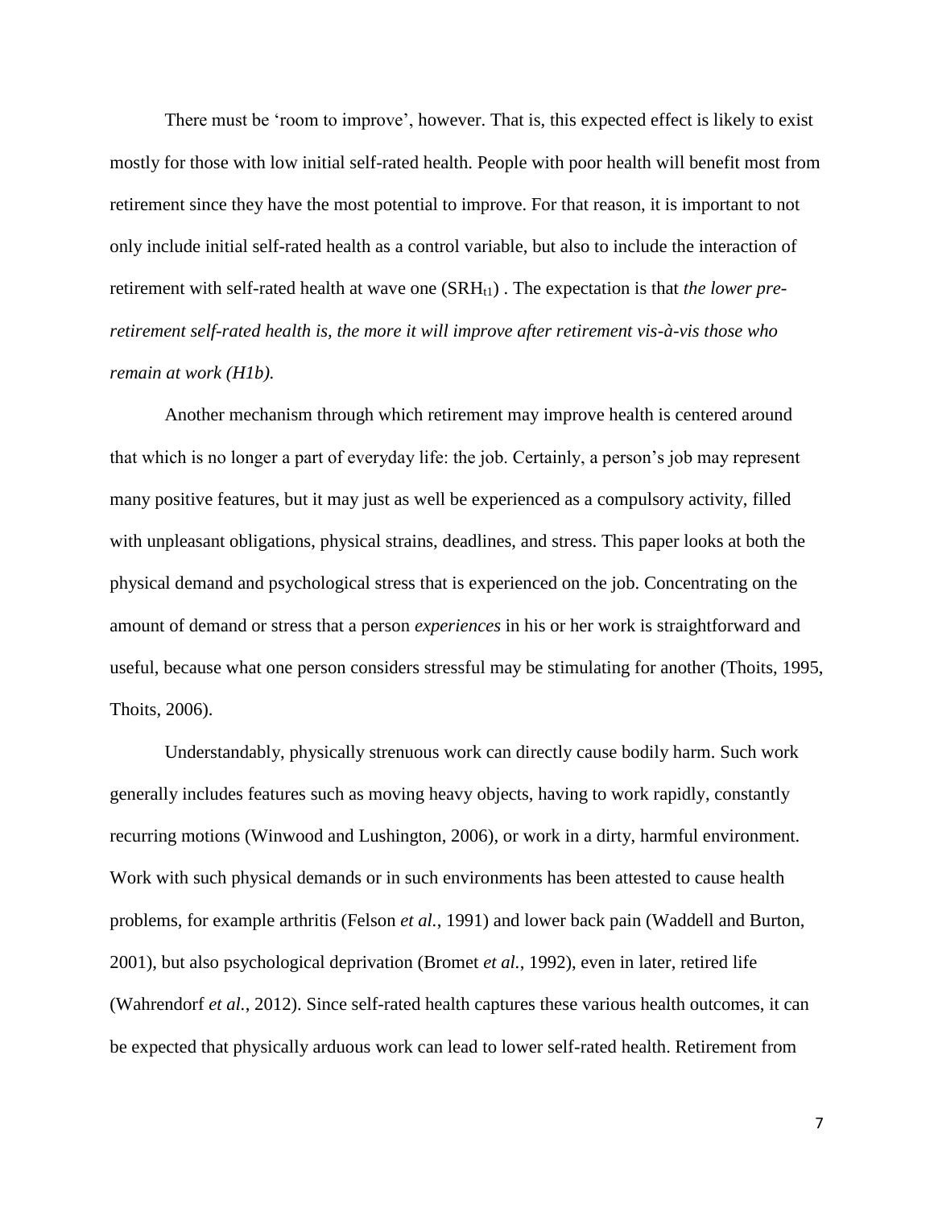There must be 'room to improve', however. That is, this expected effect is likely to exist mostly for those with low initial self-rated health. People with poor health will benefit most from retirement since they have the most potential to improve. For that reason, it is important to not only include initial self-rated health as a control variable, but also to include the interaction of retirement with self-rated health at wave one ($SRH_{t1}$) . The expectation is that *the lower pre-retirement self-rated health is, the more it will improve after retirement vis-à-vis those who remain at work (H1b).*

Another mechanism through which retirement may improve health is centered around that which is no longer a part of everyday life: the job. Certainly, a person's job may represent many positive features, but it may just as well be experienced as a compulsory activity, filled with unpleasant obligations, physical strains, deadlines, and stress. This paper looks at both the physical demand and psychological stress that is experienced on the job. Concentrating on the amount of demand or stress that a person *experiences* in his or her work is straightforward and useful, because what one person considers stressful may be stimulating for another (Thoits, 1995, Thoits, 2006).

Understandably, physically strenuous work can directly cause bodily harm. Such work generally includes features such as moving heavy objects, having to work rapidly, constantly recurring motions (Winwood and Lushington, 2006), or work in a dirty, harmful environment. Work with such physical demands or in such environments has been attested to cause health problems, for example arthritis (Felson *et al.*, 1991) and lower back pain (Waddell and Burton, 2001), but also psychological deprivation (Bromet *et al.*, 1992), even in later, retired life (Wahrendorf *et al.*, 2012). Since self-rated health captures these various health outcomes, it can be expected that physically arduous work can lead to lower self-rated health. Retirement from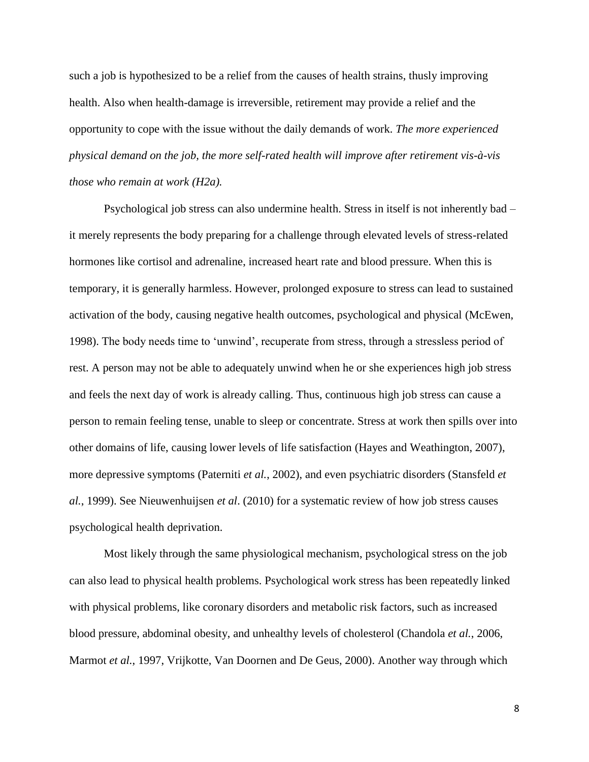such a job is hypothesized to be a relief from the causes of health strains, thusly improving health. Also when health-damage is irreversible, retirement may provide a relief and the opportunity to cope with the issue without the daily demands of work. *The more experienced physical demand on the job, the more self-rated health will improve after retirement vis-à-vis those who remain at work (H2a).*

Psychological job stress can also undermine health. Stress in itself is not inherently bad – it merely represents the body preparing for a challenge through elevated levels of stress-related hormones like cortisol and adrenaline, increased heart rate and blood pressure. When this is temporary, it is generally harmless. However, prolonged exposure to stress can lead to sustained activation of the body, causing negative health outcomes, psychological and physical (McEwen, 1998). The body needs time to 'unwind', recuperate from stress, through a stressless period of rest. A person may not be able to adequately unwind when he or she experiences high job stress and feels the next day of work is already calling. Thus, continuous high job stress can cause a person to remain feeling tense, unable to sleep or concentrate. Stress at work then spills over into other domains of life, causing lower levels of life satisfaction (Hayes and Weathington, 2007), more depressive symptoms (Paterniti *et al.*, 2002), and even psychiatric disorders (Stansfeld *et al.*, 1999). See Nieuwenhuijsen *et al*. (2010) for a systematic review of how job stress causes psychological health deprivation.

Most likely through the same physiological mechanism, psychological stress on the job can also lead to physical health problems. Psychological work stress has been repeatedly linked with physical problems, like coronary disorders and metabolic risk factors, such as increased blood pressure, abdominal obesity, and unhealthy levels of cholesterol (Chandola *et al.*, 2006, Marmot *et al.*, 1997, Vrijkotte, Van Doornen and De Geus, 2000). Another way through which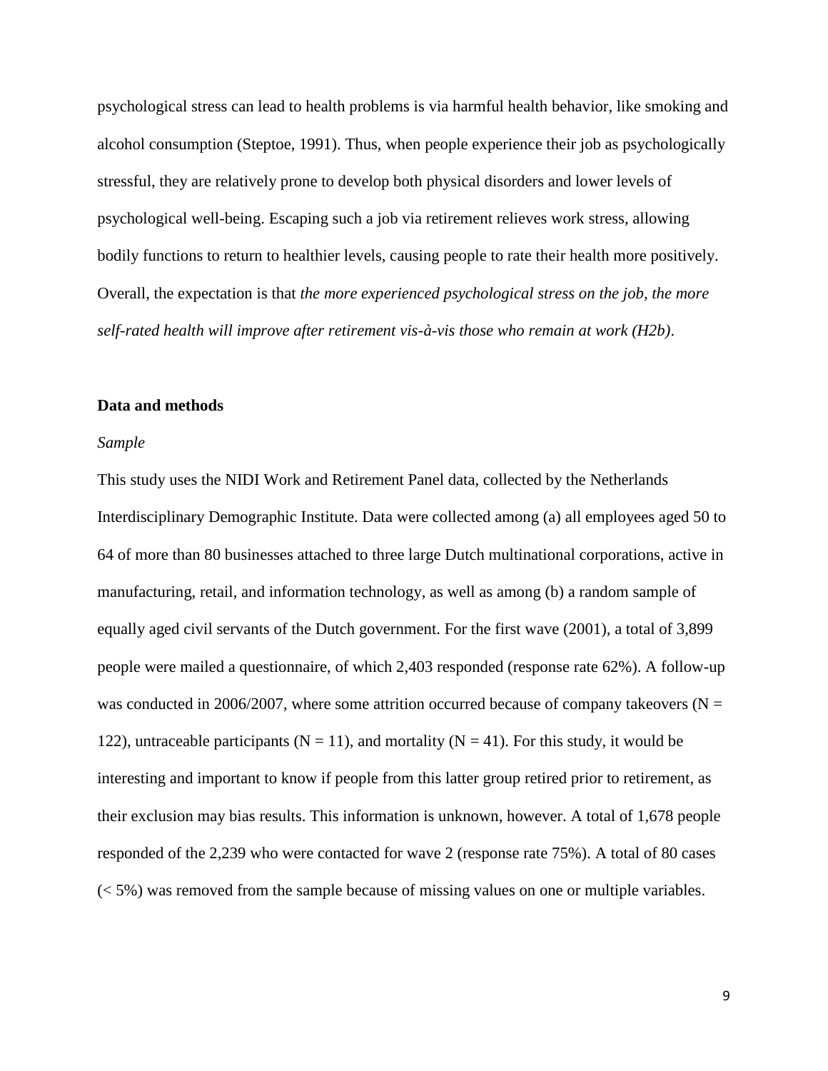psychological stress can lead to health problems is via harmful health behavior, like smoking and alcohol consumption (Steptoe, 1991). Thus, when people experience their job as psychologically stressful, they are relatively prone to develop both physical disorders and lower levels of psychological well-being. Escaping such a job via retirement relieves work stress, allowing bodily functions to return to healthier levels, causing people to rate their health more positively. Overall, the expectation is that *the more experienced psychological stress on the job, the more self-rated health will improve after retirement vis-à-vis those who remain at work (H2b)*.

## Data and methods

### *Sample*

This study uses the NIDI Work and Retirement Panel data, collected by the Netherlands Interdisciplinary Demographic Institute. Data were collected among (a) all employees aged 50 to 64 of more than 80 businesses attached to three large Dutch multinational corporations, active in manufacturing, retail, and information technology, as well as among (b) a random sample of equally aged civil servants of the Dutch government. For the first wave (2001), a total of 3,899 people were mailed a questionnaire, of which 2,403 responded (response rate 62%). A follow-up was conducted in 2006/2007, where some attrition occurred because of company takeovers (N = 122), untraceable participants (N = 11), and mortality (N = 41). For this study, it would be interesting and important to know if people from this latter group retired prior to retirement, as their exclusion may bias results. This information is unknown, however. A total of 1,678 people responded of the 2,239 who were contacted for wave 2 (response rate 75%). A total of 80 cases (< 5%) was removed from the sample because of missing values on one or multiple variables.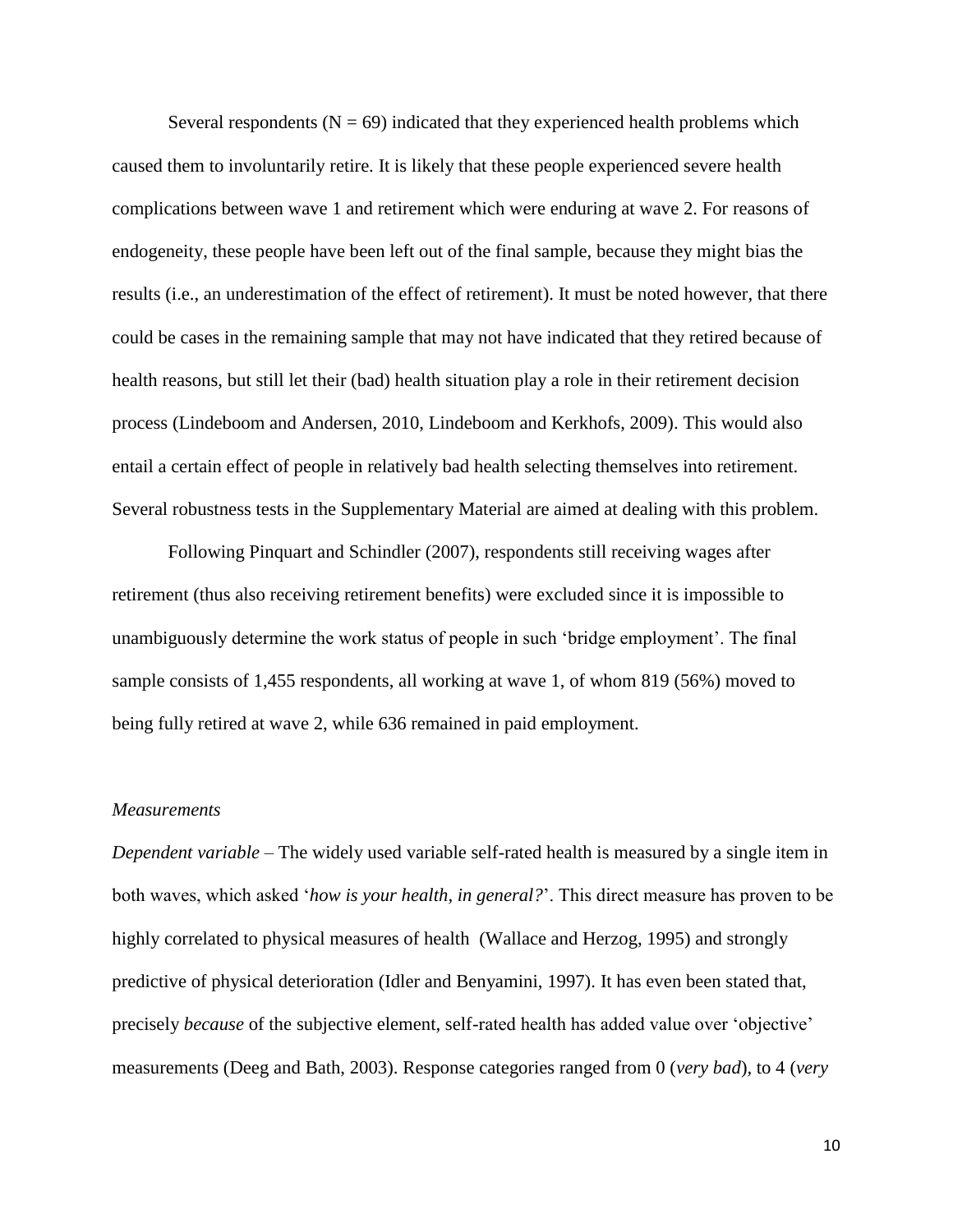Several respondents ($N = 69$) indicated that they experienced health problems which caused them to involuntarily retire. It is likely that these people experienced severe health complications between wave 1 and retirement which were enduring at wave 2. For reasons of endogeneity, these people have been left out of the final sample, because they might bias the results (i.e., an underestimation of the effect of retirement). It must be noted however, that there could be cases in the remaining sample that may not have indicated that they retired because of health reasons, but still let their (bad) health situation play a role in their retirement decision process (Lindeboom and Andersen, 2010, Lindeboom and Kerkhofs, 2009). This would also entail a certain effect of people in relatively bad health selecting themselves into retirement. Several robustness tests in the Supplementary Material are aimed at dealing with this problem.

Following Pinquart and Schindler (2007), respondents still receiving wages after retirement (thus also receiving retirement benefits) were excluded since it is impossible to unambiguously determine the work status of people in such 'bridge employment'. The final sample consists of 1,455 respondents, all working at wave 1, of whom 819 (56%) moved to being fully retired at wave 2, while 636 remained in paid employment.

*Measurements*

*Dependent variable* – The widely used variable self-rated health is measured by a single item in both waves, which asked '*how is your health, in general?*'. This direct measure has proven to be highly correlated to physical measures of health (Wallace and Herzog, 1995) and strongly predictive of physical deterioration (Idler and Benyamini, 1997). It has even been stated that, precisely *because* of the subjective element, self-rated health has added value over 'objective' measurements (Deeg and Bath, 2003). Response categories ranged from 0 (*very bad*), to 4 (*very*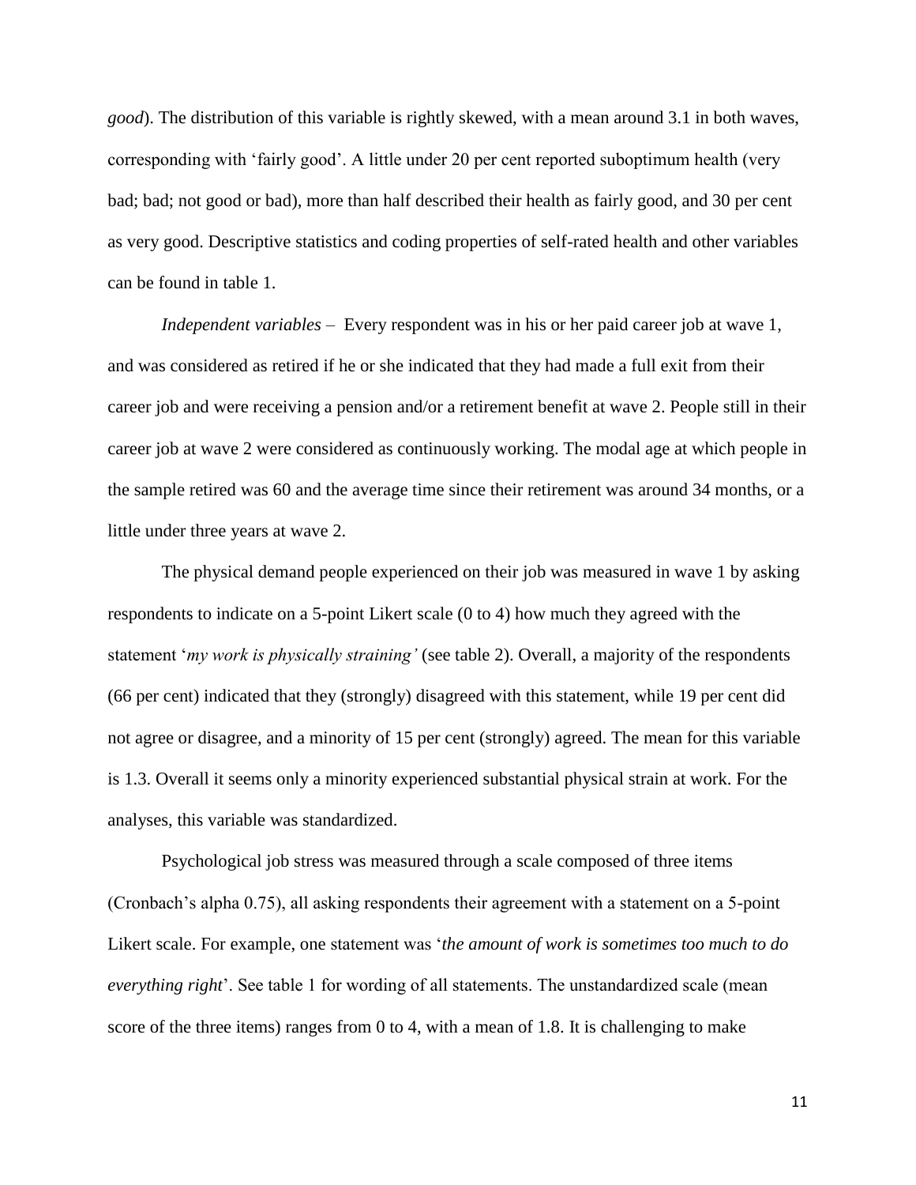*good*). The distribution of this variable is rightly skewed, with a mean around 3.1 in both waves, corresponding with 'fairly good'. A little under 20 per cent reported suboptimum health (very bad; bad; not good or bad), more than half described their health as fairly good, and 30 per cent as very good. Descriptive statistics and coding properties of self-rated health and other variables can be found in table 1.

*Independent variables* – Every respondent was in his or her paid career job at wave 1, and was considered as retired if he or she indicated that they had made a full exit from their career job and were receiving a pension and/or a retirement benefit at wave 2. People still in their career job at wave 2 were considered as continuously working. The modal age at which people in the sample retired was 60 and the average time since their retirement was around 34 months, or a little under three years at wave 2.

The physical demand people experienced on their job was measured in wave 1 by asking respondents to indicate on a 5-point Likert scale (0 to 4) how much they agreed with the statement '*my work is physically straining'* (see table 2). Overall, a majority of the respondents (66 per cent) indicated that they (strongly) disagreed with this statement, while 19 per cent did not agree or disagree, and a minority of 15 per cent (strongly) agreed. The mean for this variable is 1.3. Overall it seems only a minority experienced substantial physical strain at work. For the analyses, this variable was standardized.

Psychological job stress was measured through a scale composed of three items (Cronbach's alpha 0.75), all asking respondents their agreement with a statement on a 5-point Likert scale. For example, one statement was '*the amount of work is sometimes too much to do everything right*'. See table 1 for wording of all statements. The unstandardized scale (mean score of the three items) ranges from 0 to 4, with a mean of 1.8. It is challenging to make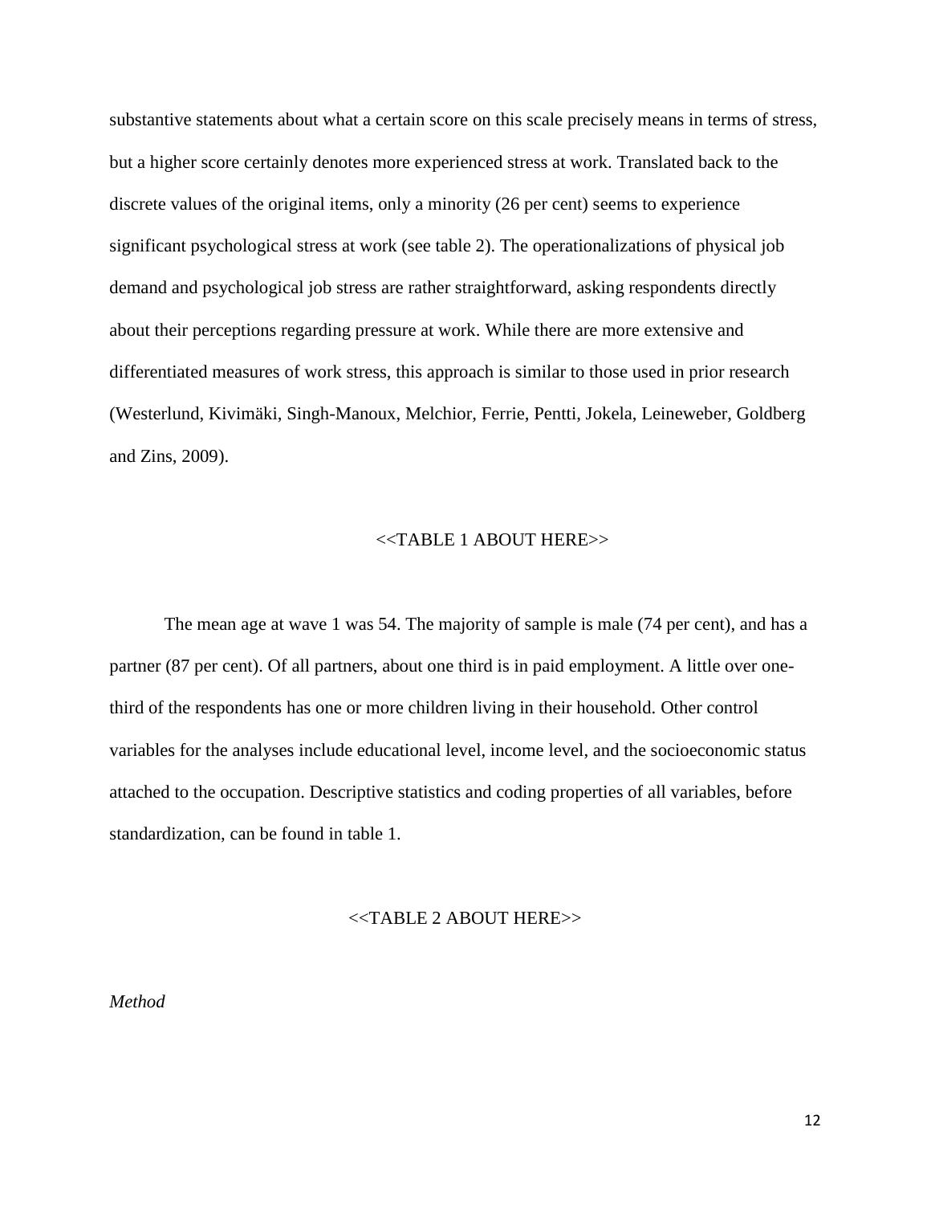substantive statements about what a certain score on this scale precisely means in terms of stress, but a higher score certainly denotes more experienced stress at work. Translated back to the discrete values of the original items, only a minority (26 per cent) seems to experience significant psychological stress at work (see table 2). The operationalizations of physical job demand and psychological job stress are rather straightforward, asking respondents directly about their perceptions regarding pressure at work. While there are more extensive and differentiated measures of work stress, this approach is similar to those used in prior research (Westerlund, Kivimäki, Singh-Manoux, Melchior, Ferrie, Pentti, Jokela, Leineweber, Goldberg and Zins, 2009).

<<TABLE 1 ABOUT HERE>>

The mean age at wave 1 was 54. The majority of sample is male (74 per cent), and has a partner (87 per cent). Of all partners, about one third is in paid employment. A little over one-third of the respondents has one or more children living in their household. Other control variables for the analyses include educational level, income level, and the socioeconomic status attached to the occupation. Descriptive statistics and coding properties of all variables, before standardization, can be found in table 1.

<<TABLE 2 ABOUT HERE>>

*Method*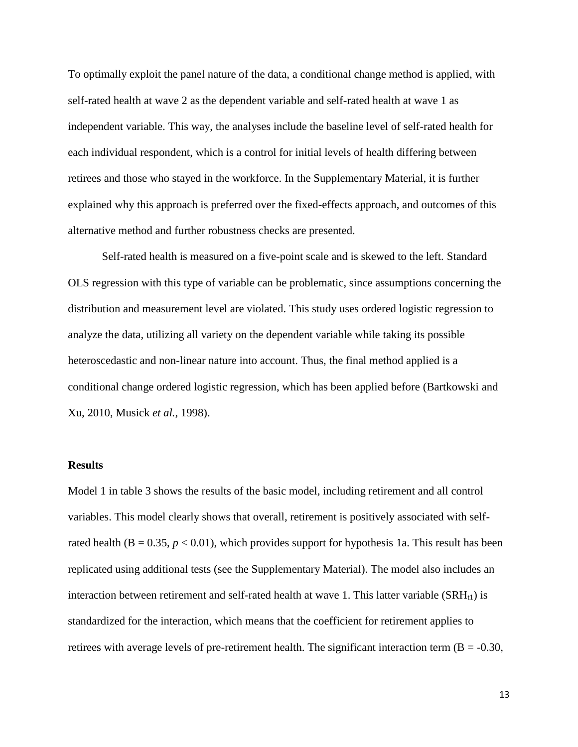To optimally exploit the panel nature of the data, a conditional change method is applied, with self-rated health at wave 2 as the dependent variable and self-rated health at wave 1 as independent variable. This way, the analyses include the baseline level of self-rated health for each individual respondent, which is a control for initial levels of health differing between retirees and those who stayed in the workforce. In the Supplementary Material, it is further explained why this approach is preferred over the fixed-effects approach, and outcomes of this alternative method and further robustness checks are presented.

Self-rated health is measured on a five-point scale and is skewed to the left. Standard OLS regression with this type of variable can be problematic, since assumptions concerning the distribution and measurement level are violated. This study uses ordered logistic regression to analyze the data, utilizing all variety on the dependent variable while taking its possible heteroscedastic and non-linear nature into account. Thus, the final method applied is a conditional change ordered logistic regression, which has been applied before (Bartkowski and Xu, 2010, Musick *et al.*, 1998).

**Results**

Model 1 in table 3 shows the results of the basic model, including retirement and all control variables. This model clearly shows that overall, retirement is positively associated with self-rated health (B = 0.35, $p < 0.01$), which provides support for hypothesis 1a. This result has been replicated using additional tests (see the Supplementary Material). The model also includes an interaction between retirement and self-rated health at wave 1. This latter variable ($SRH_{t1}$) is standardized for the interaction, which means that the coefficient for retirement applies to retirees with average levels of pre-retirement health. The significant interaction term (B = -0.30,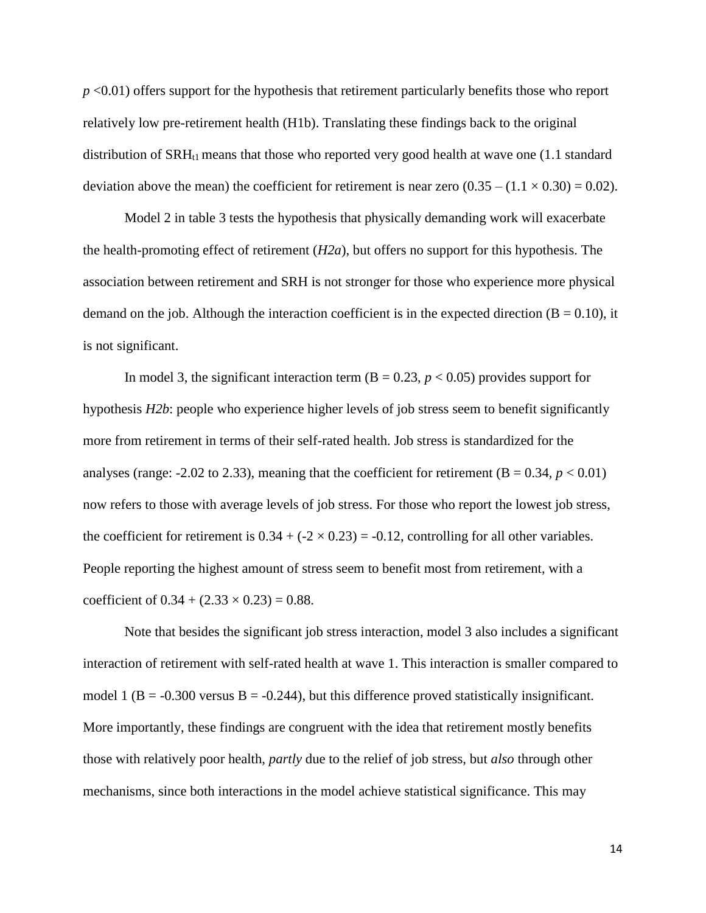$p$ <0.01) offers support for the hypothesis that retirement particularly benefits those who report relatively low pre-retirement health (H1b). Translating these findings back to the original distribution of $SRH_{t1}$ means that those who reported very good health at wave one (1.1 standard deviation above the mean) the coefficient for retirement is near zero ($0.35 – (1.1 \times 0.30) = 0.02$).

Model 2 in table 3 tests the hypothesis that physically demanding work will exacerbate the health-promoting effect of retirement (*H2a*), but offers no support for this hypothesis. The association between retirement and SRH is not stronger for those who experience more physical demand on the job. Although the interaction coefficient is in the expected direction (B = 0.10), it is not significant.

In model 3, the significant interaction term (B = 0.23, $p < 0.05$) provides support for hypothesis *H2b*: people who experience higher levels of job stress seem to benefit significantly more from retirement in terms of their self-rated health. Job stress is standardized for the analyses (range: -2.02 to 2.33), meaning that the coefficient for retirement (B = 0.34, $p < 0.01$) now refers to those with average levels of job stress. For those who report the lowest job stress, the coefficient for retirement is $0.34 + (-2 \times 0.23) = -0.12$, controlling for all other variables. People reporting the highest amount of stress seem to benefit most from retirement, with a coefficient of $0.34 + (2.33 \times 0.23) = 0.88$.

Note that besides the significant job stress interaction, model 3 also includes a significant interaction of retirement with self-rated health at wave 1. This interaction is smaller compared to model 1 (B = -0.300 versus B = -0.244), but this difference proved statistically insignificant. More importantly, these findings are congruent with the idea that retirement mostly benefits those with relatively poor health, *partly* due to the relief of job stress, but *also* through other mechanisms, since both interactions in the model achieve statistical significance. This may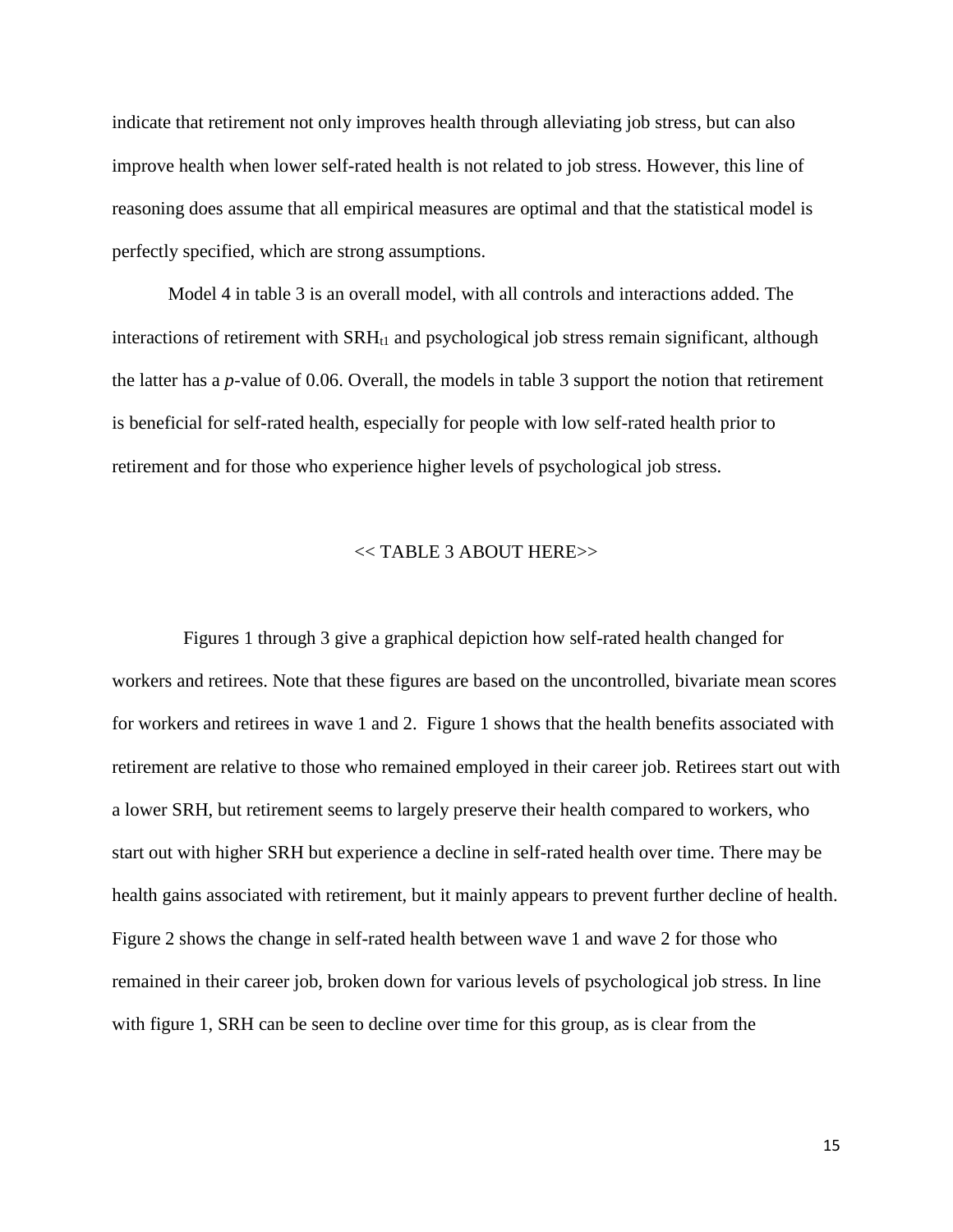indicate that retirement not only improves health through alleviating job stress, but can also improve health when lower self-rated health is not related to job stress. However, this line of reasoning does assume that all empirical measures are optimal and that the statistical model is perfectly specified, which are strong assumptions.

Model 4 in table 3 is an overall model, with all controls and interactions added. The interactions of retirement with $SRH_{t1}$ and psychological job stress remain significant, although the latter has a *p*-value of 0.06. Overall, the models in table 3 support the notion that retirement is beneficial for self-rated health, especially for people with low self-rated health prior to retirement and for those who experience higher levels of psychological job stress.

<< TABLE 3 ABOUT HERE>>

Figures 1 through 3 give a graphical depiction how self-rated health changed for workers and retirees. Note that these figures are based on the uncontrolled, bivariate mean scores for workers and retirees in wave 1 and 2. Figure 1 shows that the health benefits associated with retirement are relative to those who remained employed in their career job. Retirees start out with a lower SRH, but retirement seems to largely preserve their health compared to workers, who start out with higher SRH but experience a decline in self-rated health over time. There may be health gains associated with retirement, but it mainly appears to prevent further decline of health. Figure 2 shows the change in self-rated health between wave 1 and wave 2 for those who remained in their career job, broken down for various levels of psychological job stress. In line with figure 1, SRH can be seen to decline over time for this group, as is clear from the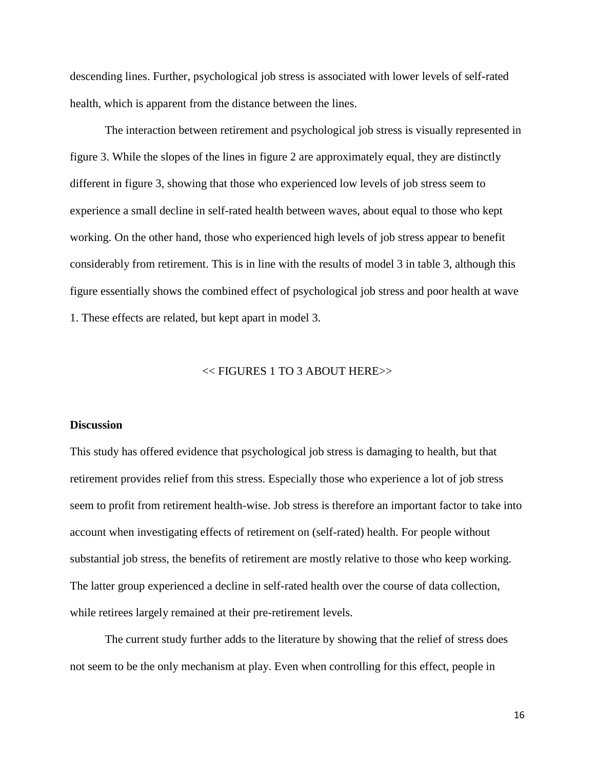descending lines. Further, psychological job stress is associated with lower levels of self-rated health, which is apparent from the distance between the lines.

The interaction between retirement and psychological job stress is visually represented in figure 3. While the slopes of the lines in figure 2 are approximately equal, they are distinctly different in figure 3, showing that those who experienced low levels of job stress seem to experience a small decline in self-rated health between waves, about equal to those who kept working. On the other hand, those who experienced high levels of job stress appear to benefit considerably from retirement. This is in line with the results of model 3 in table 3, although this figure essentially shows the combined effect of psychological job stress and poor health at wave 1. These effects are related, but kept apart in model 3.

<< FIGURES 1 TO 3 ABOUT HERE>>

**Discussion**

This study has offered evidence that psychological job stress is damaging to health, but that retirement provides relief from this stress. Especially those who experience a lot of job stress seem to profit from retirement health-wise. Job stress is therefore an important factor to take into account when investigating effects of retirement on (self-rated) health. For people without substantial job stress, the benefits of retirement are mostly relative to those who keep working. The latter group experienced a decline in self-rated health over the course of data collection, while retirees largely remained at their pre-retirement levels.

The current study further adds to the literature by showing that the relief of stress does not seem to be the only mechanism at play. Even when controlling for this effect, people in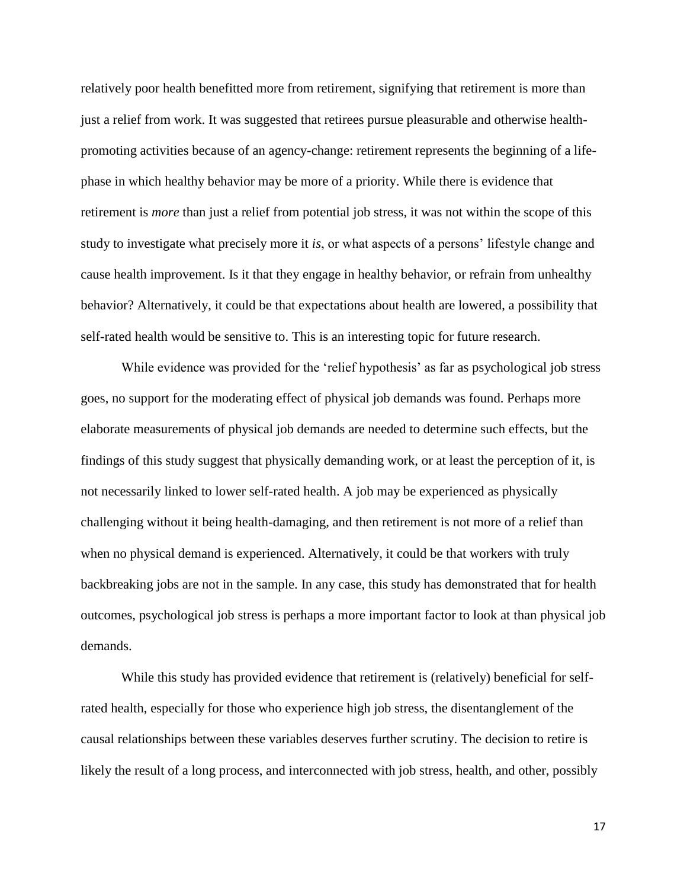relatively poor health benefitted more from retirement, signifying that retirement is more than just a relief from work. It was suggested that retirees pursue pleasurable and otherwise health-promoting activities because of an agency-change: retirement represents the beginning of a life-phase in which healthy behavior may be more of a priority. While there is evidence that retirement is *more* than just a relief from potential job stress, it was not within the scope of this study to investigate what precisely more it *is*, or what aspects of a persons' lifestyle change and cause health improvement. Is it that they engage in healthy behavior, or refrain from unhealthy behavior? Alternatively, it could be that expectations about health are lowered, a possibility that self-rated health would be sensitive to. This is an interesting topic for future research.

While evidence was provided for the 'relief hypothesis' as far as psychological job stress goes, no support for the moderating effect of physical job demands was found. Perhaps more elaborate measurements of physical job demands are needed to determine such effects, but the findings of this study suggest that physically demanding work, or at least the perception of it, is not necessarily linked to lower self-rated health. A job may be experienced as physically challenging without it being health-damaging, and then retirement is not more of a relief than when no physical demand is experienced. Alternatively, it could be that workers with truly backbreaking jobs are not in the sample. In any case, this study has demonstrated that for health outcomes, psychological job stress is perhaps a more important factor to look at than physical job demands.

While this study has provided evidence that retirement is (relatively) beneficial for self-rated health, especially for those who experience high job stress, the disentanglement of the causal relationships between these variables deserves further scrutiny. The decision to retire is likely the result of a long process, and interconnected with job stress, health, and other, possibly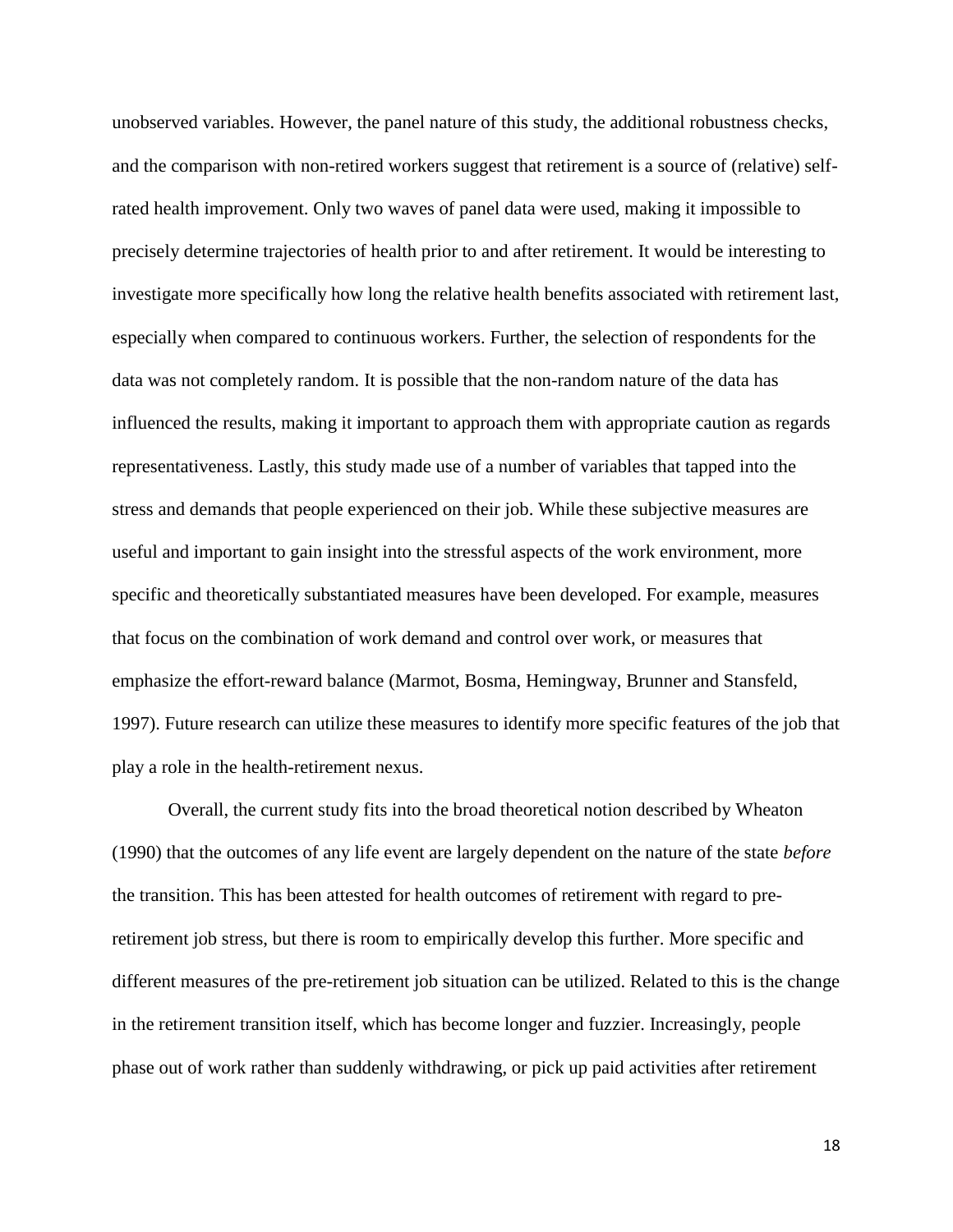unobserved variables. However, the panel nature of this study, the additional robustness checks, and the comparison with non-retired workers suggest that retirement is a source of (relative) self-rated health improvement. Only two waves of panel data were used, making it impossible to precisely determine trajectories of health prior to and after retirement. It would be interesting to investigate more specifically how long the relative health benefits associated with retirement last, especially when compared to continuous workers. Further, the selection of respondents for the data was not completely random. It is possible that the non-random nature of the data has influenced the results, making it important to approach them with appropriate caution as regards representativeness. Lastly, this study made use of a number of variables that tapped into the stress and demands that people experienced on their job. While these subjective measures are useful and important to gain insight into the stressful aspects of the work environment, more specific and theoretically substantiated measures have been developed. For example, measures that focus on the combination of work demand and control over work, or measures that emphasize the effort-reward balance (Marmot, Bosma, Hemingway, Brunner and Stansfeld, 1997). Future research can utilize these measures to identify more specific features of the job that play a role in the health-retirement nexus.

Overall, the current study fits into the broad theoretical notion described by Wheaton (1990) that the outcomes of any life event are largely dependent on the nature of the state *before* the transition. This has been attested for health outcomes of retirement with regard to pre-retirement job stress, but there is room to empirically develop this further. More specific and different measures of the pre-retirement job situation can be utilized. Related to this is the change in the retirement transition itself, which has become longer and fuzzier. Increasingly, people phase out of work rather than suddenly withdrawing, or pick up paid activities after retirement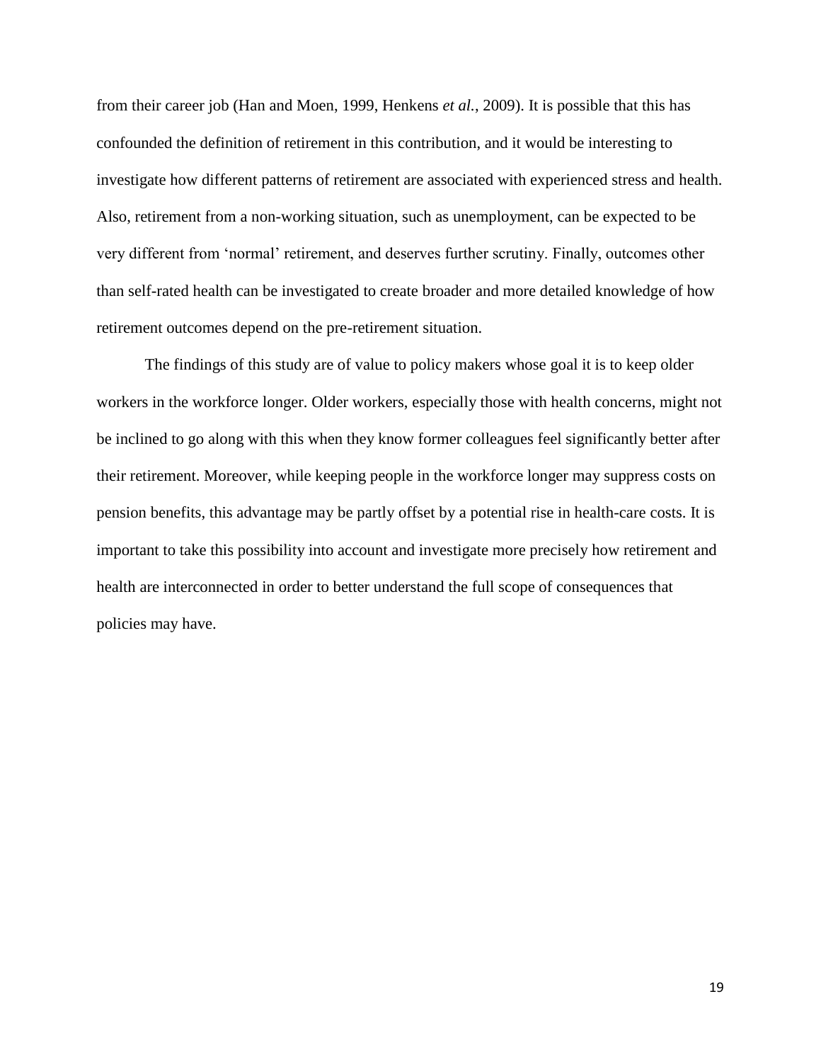from their career job (Han and Moen, 1999, Henkens *et al.*, 2009). It is possible that this has confounded the definition of retirement in this contribution, and it would be interesting to investigate how different patterns of retirement are associated with experienced stress and health. Also, retirement from a non-working situation, such as unemployment, can be expected to be very different from 'normal' retirement, and deserves further scrutiny. Finally, outcomes other than self-rated health can be investigated to create broader and more detailed knowledge of how retirement outcomes depend on the pre-retirement situation.

The findings of this study are of value to policy makers whose goal it is to keep older workers in the workforce longer. Older workers, especially those with health concerns, might not be inclined to go along with this when they know former colleagues feel significantly better after their retirement. Moreover, while keeping people in the workforce longer may suppress costs on pension benefits, this advantage may be partly offset by a potential rise in health-care costs. It is important to take this possibility into account and investigate more precisely how retirement and health are interconnected in order to better understand the full scope of consequences that policies may have.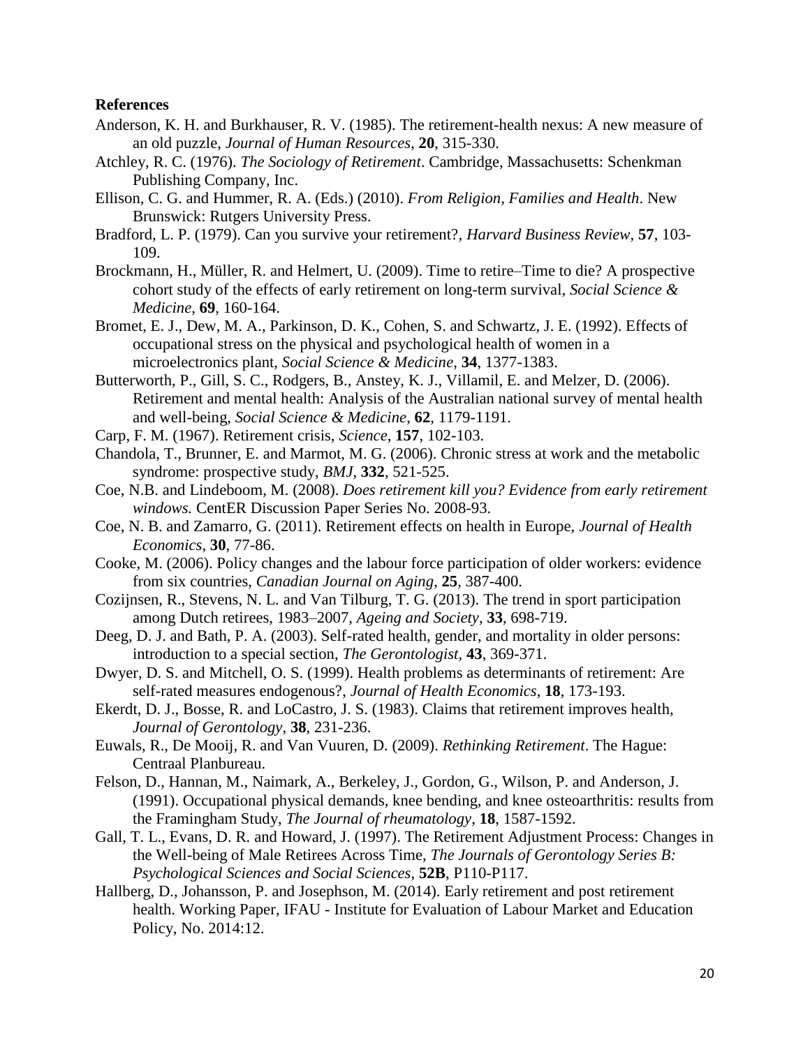**References**

Anderson, K. H. and Burkhauser, R. V. (1985). The retirement-health nexus: A new measure of an old puzzle, *Journal of Human Resources*, **20**, 315-330.

Atchley, R. C. (1976). *The Sociology of Retirement*. Cambridge, Massachusetts: Schenkman Publishing Company, Inc.

Ellison, C. G. and Hummer, R. A. (Eds.) (2010). *From Religion, Families and Health*. New Brunswick: Rutgers University Press.

Bradford, L. P. (1979). Can you survive your retirement?, *Harvard Business Review*, **57**, 103-109.

Brockmann, H., Müller, R. and Helmert, U. (2009). Time to retire–Time to die? A prospective cohort study of the effects of early retirement on long-term survival, *Social Science & Medicine*, **69**, 160-164.

Bromet, E. J., Dew, M. A., Parkinson, D. K., Cohen, S. and Schwartz, J. E. (1992). Effects of occupational stress on the physical and psychological health of women in a microelectronics plant, *Social Science & Medicine*, **34**, 1377-1383.

Butterworth, P., Gill, S. C., Rodgers, B., Anstey, K. J., Villamil, E. and Melzer, D. (2006). Retirement and mental health: Analysis of the Australian national survey of mental health and well-being, *Social Science & Medicine*, **62**, 1179-1191.

Carp, F. M. (1967). Retirement crisis, *Science*, **157**, 102-103.

Chandola, T., Brunner, E. and Marmot, M. G. (2006). Chronic stress at work and the metabolic syndrome: prospective study, *BMJ*, **332**, 521-525.

Coe, N.B. and Lindeboom, M. (2008). *Does retirement kill you? Evidence from early retirement windows.* CentER Discussion Paper Series No. 2008-93.

Coe, N. B. and Zamarro, G. (2011). Retirement effects on health in Europe, *Journal of Health Economics*, **30**, 77-86.

Cooke, M. (2006). Policy changes and the labour force participation of older workers: evidence from six countries, *Canadian Journal on Aging*, **25**, 387-400.

Cozijnsen, R., Stevens, N. L. and Van Tilburg, T. G. (2013). The trend in sport participation among Dutch retirees, 1983–2007, *Ageing and Society*, **33**, 698-719.

Deeg, D. J. and Bath, P. A. (2003). Self-rated health, gender, and mortality in older persons: introduction to a special section, *The Gerontologist*, **43**, 369-371.

Dwyer, D. S. and Mitchell, O. S. (1999). Health problems as determinants of retirement: Are self-rated measures endogenous?, *Journal of Health Economics*, **18**, 173-193.

Ekerdt, D. J., Bosse, R. and LoCastro, J. S. (1983). Claims that retirement improves health, *Journal of Gerontology*, **38**, 231-236.

Euwals, R., De Mooij, R. and Van Vuuren, D. (2009). *Rethinking Retirement*. The Hague: Centraal Planbureau.

Felson, D., Hannan, M., Naimark, A., Berkeley, J., Gordon, G., Wilson, P. and Anderson, J. (1991). Occupational physical demands, knee bending, and knee osteoarthritis: results from the Framingham Study, *The Journal of rheumatology*, **18**, 1587-1592.

Gall, T. L., Evans, D. R. and Howard, J. (1997). The Retirement Adjustment Process: Changes in the Well-being of Male Retirees Across Time, *The Journals of Gerontology Series B: Psychological Sciences and Social Sciences*, **52B**, P110-P117.

Hallberg, D., Johansson, P. and Josephson, M. (2014). Early retirement and post retirement health. Working Paper, IFAU - Institute for Evaluation of Labour Market and Education Policy, No. 2014:12.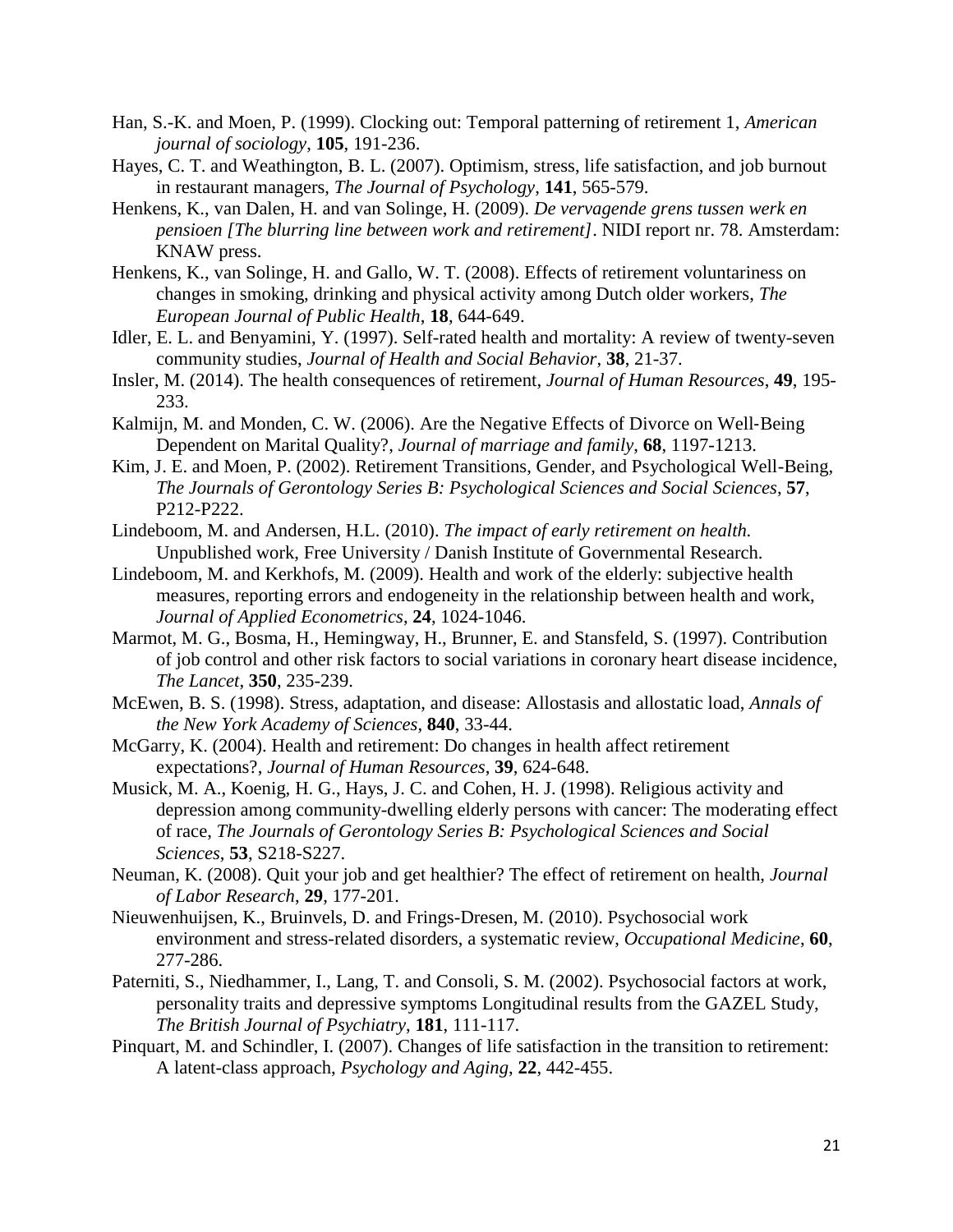Han, S.-K. and Moen, P. (1999). Clocking out: Temporal patterning of retirement 1, *American journal of sociology*, **105**, 191-236.

Hayes, C. T. and Weathington, B. L. (2007). Optimism, stress, life satisfaction, and job burnout in restaurant managers, *The Journal of Psychology*, **141**, 565-579.

Henkens, K., van Dalen, H. and van Solinge, H. (2009). *De vervagende grens tussen werk en pensioen [The blurring line between work and retirement]*. NIDI report nr. 78. Amsterdam: KNAW press.

Henkens, K., van Solinge, H. and Gallo, W. T. (2008). Effects of retirement voluntariness on changes in smoking, drinking and physical activity among Dutch older workers, *The European Journal of Public Health*, **18**, 644-649.

Idler, E. L. and Benyamini, Y. (1997). Self-rated health and mortality: A review of twenty-seven community studies, *Journal of Health and Social Behavior*, **38**, 21-37.

Insler, M. (2014). The health consequences of retirement, *Journal of Human Resources*, **49**, 195-233.

Kalmijn, M. and Monden, C. W. (2006). Are the Negative Effects of Divorce on Well-Being Dependent on Marital Quality?, *Journal of marriage and family*, **68**, 1197-1213.

Kim, J. E. and Moen, P. (2002). Retirement Transitions, Gender, and Psychological Well-Being, *The Journals of Gerontology Series B: Psychological Sciences and Social Sciences*, **57**, P212-P222.

Lindeboom, M. and Andersen, H.L. (2010). *The impact of early retirement on health.* Unpublished work, Free University / Danish Institute of Governmental Research.

Lindeboom, M. and Kerkhofs, M. (2009). Health and work of the elderly: subjective health measures, reporting errors and endogeneity in the relationship between health and work, *Journal of Applied Econometrics*, **24**, 1024-1046.

Marmot, M. G., Bosma, H., Hemingway, H., Brunner, E. and Stansfeld, S. (1997). Contribution of job control and other risk factors to social variations in coronary heart disease incidence, *The Lancet*, **350**, 235-239.

McEwen, B. S. (1998). Stress, adaptation, and disease: Allostasis and allostatic load, *Annals of the New York Academy of Sciences*, **840**, 33-44.

McGarry, K. (2004). Health and retirement: Do changes in health affect retirement expectations?, *Journal of Human Resources*, **39**, 624-648.

Musick, M. A., Koenig, H. G., Hays, J. C. and Cohen, H. J. (1998). Religious activity and depression among community-dwelling elderly persons with cancer: The moderating effect of race, *The Journals of Gerontology Series B: Psychological Sciences and Social Sciences*, **53**, S218-S227.

Neuman, K. (2008). Quit your job and get healthier? The effect of retirement on health, *Journal of Labor Research*, **29**, 177-201.

Nieuwenhuijsen, K., Bruinvels, D. and Frings-Dresen, M. (2010). Psychosocial work environment and stress-related disorders, a systematic review, *Occupational Medicine*, **60**, 277-286.

Paterniti, S., Niedhammer, I., Lang, T. and Consoli, S. M. (2002). Psychosocial factors at work, personality traits and depressive symptoms Longitudinal results from the GAZEL Study, *The British Journal of Psychiatry*, **181**, 111-117.

Pinquart, M. and Schindler, I. (2007). Changes of life satisfaction in the transition to retirement: A latent-class approach, *Psychology and Aging*, **22**, 442-455.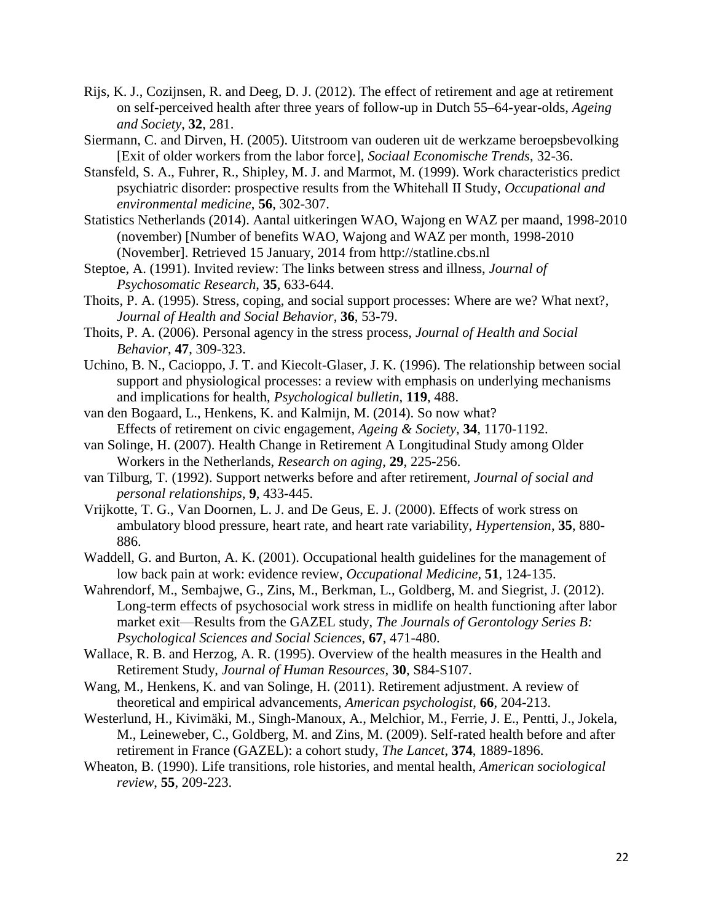Rijs, K. J., Cozijnsen, R. and Deeg, D. J. (2012). The effect of retirement and age at retirement on self-perceived health after three years of follow-up in Dutch 55–64-year-olds, *Ageing and Society*, **32**, 281.

Siermann, C. and Dirven, H. (2005). Uitstroom van ouderen uit de werkzame beroepsbevolking [Exit of older workers from the labor force], *Sociaal Economische Trends*, 32-36.

Stansfeld, S. A., Fuhrer, R., Shipley, M. J. and Marmot, M. (1999). Work characteristics predict psychiatric disorder: prospective results from the Whitehall II Study, *Occupational and environmental medicine*, **56**, 302-307.

Statistics Netherlands (2014). Aantal uitkeringen WAO, Wajong en WAZ per maand, 1998-2010 (november) [Number of benefits WAO, Wajong and WAZ per month, 1998-2010 (November]. Retrieved 15 January, 2014 from http://statline.cbs.nl

Steptoe, A. (1991). Invited review: The links between stress and illness, *Journal of Psychosomatic Research*, **35**, 633-644.

Thoits, P. A. (1995). Stress, coping, and social support processes: Where are we? What next?, *Journal of Health and Social Behavior*, **36**, 53-79.

Thoits, P. A. (2006). Personal agency in the stress process, *Journal of Health and Social Behavior*, **47**, 309-323.

Uchino, B. N., Cacioppo, J. T. and Kiecolt-Glaser, J. K. (1996). The relationship between social support and physiological processes: a review with emphasis on underlying mechanisms and implications for health, *Psychological bulletin*, **119**, 488.

van den Bogaard, L., Henkens, K. and Kalmijn, M. (2014). So now what? Effects of retirement on civic engagement, *Ageing & Society*, **34**, 1170-1192.

van Solinge, H. (2007). Health Change in Retirement A Longitudinal Study among Older Workers in the Netherlands, *Research on aging*, **29**, 225-256.

van Tilburg, T. (1992). Support netwerks before and after retirement, *Journal of social and personal relationships*, **9**, 433-445.

Vrijkotte, T. G., Van Doornen, L. J. and De Geus, E. J. (2000). Effects of work stress on ambulatory blood pressure, heart rate, and heart rate variability, *Hypertension*, **35**, 880-886.

Waddell, G. and Burton, A. K. (2001). Occupational health guidelines for the management of low back pain at work: evidence review, *Occupational Medicine*, **51**, 124-135.

Wahrendorf, M., Sembajwe, G., Zins, M., Berkman, L., Goldberg, M. and Siegrist, J. (2012). Long-term effects of psychosocial work stress in midlife on health functioning after labor market exit—Results from the GAZEL study, *The Journals of Gerontology Series B: Psychological Sciences and Social Sciences*, **67**, 471-480.

Wallace, R. B. and Herzog, A. R. (1995). Overview of the health measures in the Health and Retirement Study, *Journal of Human Resources*, **30**, S84-S107.

Wang, M., Henkens, K. and van Solinge, H. (2011). Retirement adjustment. A review of theoretical and empirical advancements, *American psychologist*, **66**, 204-213.

Westerlund, H., Kivimäki, M., Singh-Manoux, A., Melchior, M., Ferrie, J. E., Pentti, J., Jokela, M., Leineweber, C., Goldberg, M. and Zins, M. (2009). Self-rated health before and after retirement in France (GAZEL): a cohort study, *The Lancet*, **374**, 1889-1896.

Wheaton, B. (1990). Life transitions, role histories, and mental health, *American sociological review*, **55**, 209-223.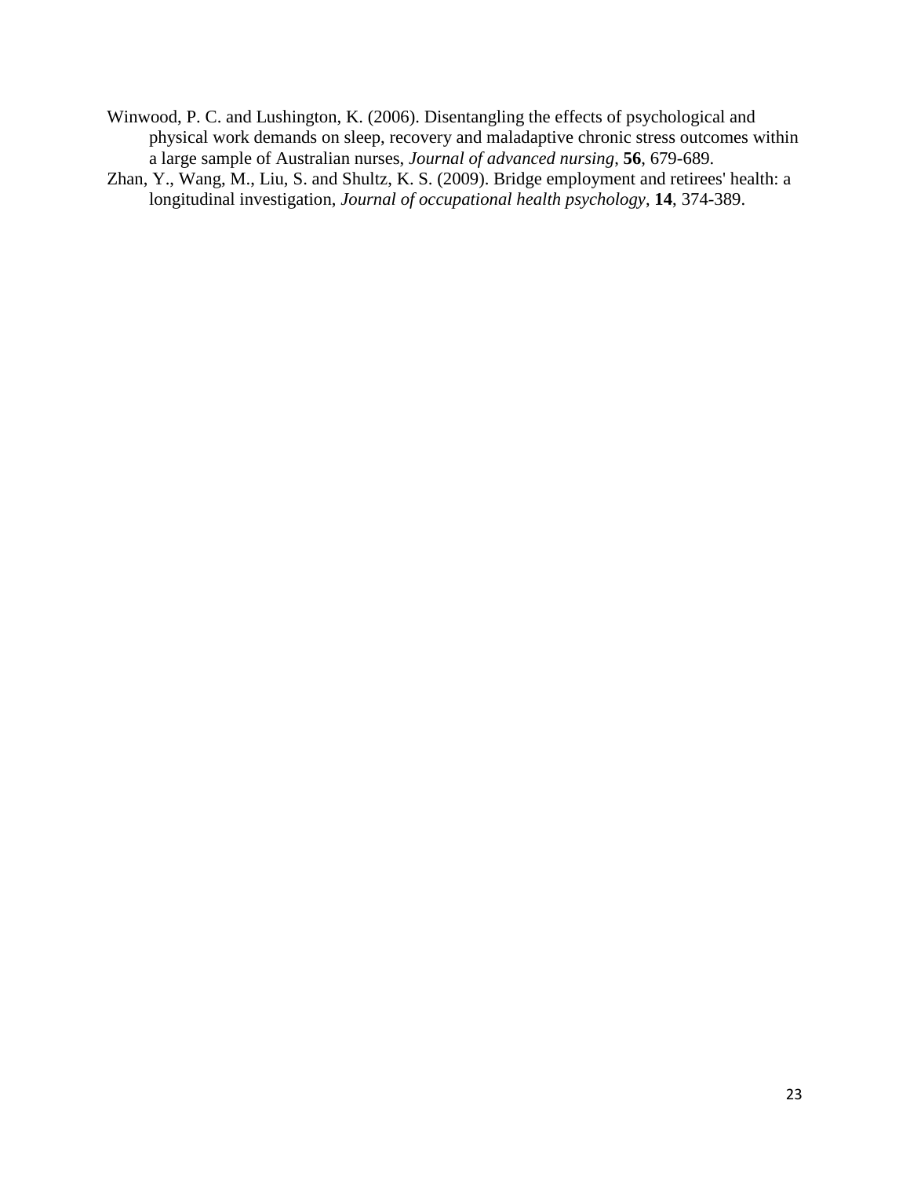Winwood, P. C. and Lushington, K. (2006). Disentangling the effects of psychological and physical work demands on sleep, recovery and maladaptive chronic stress outcomes within a large sample of Australian nurses, *Journal of advanced nursing*, **56**, 679-689.

Zhan, Y., Wang, M., Liu, S. and Shultz, K. S. (2009). Bridge employment and retirees' health: a longitudinal investigation, *Journal of occupational health psychology*, **14**, 374-389.